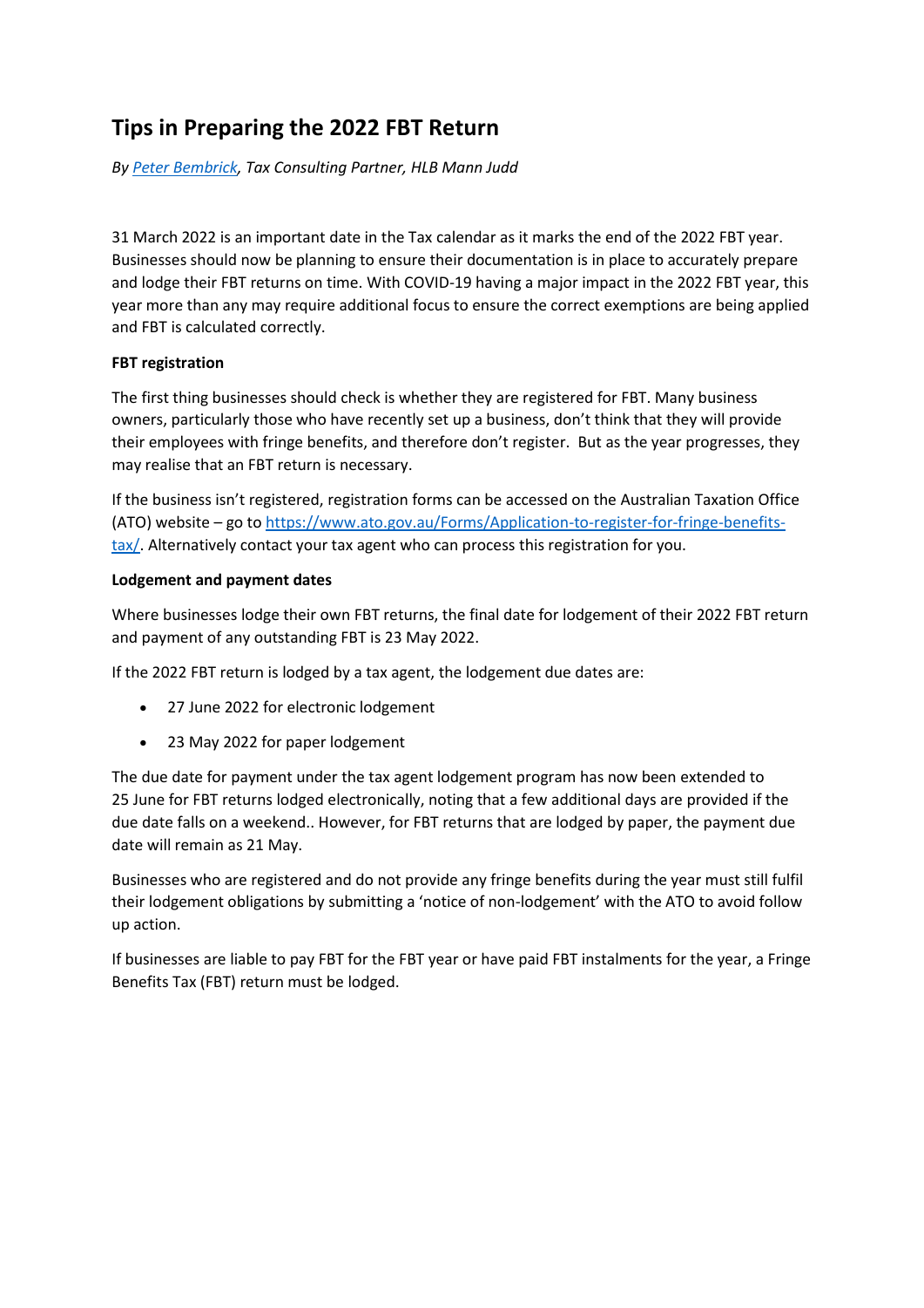# Tips in Preparing the 2022 FBT Return

*By [Peter Bembrick](), Tax Consulting Partner, HLB Mann Judd*

31 March 2022 is an important date in the Tax calendar as it marks the end of the 2022 FBT year. Businesses should now be planning to ensure their documentation is in place to accurately prepare and lodge their FBT returns on time. With COVID-19 having a major impact in the 2022 FBT year, this year more than any may require additional focus to ensure the correct exemptions are being applied and FBT is calculated correctly.

**FBT registration**

The first thing businesses should check is whether they are registered for FBT. Many business owners, particularly those who have recently set up a business, don't think that they will provide their employees with fringe benefits, and therefore don't register. But as the year progresses, they may realise that an FBT return is necessary.

If the business isn't registered, registration forms can be accessed on the Australian Taxation Office (ATO) website – go to [https://www.ato.gov.au/Forms/Application-to-register-for-fringe-benefits-tax/](https://www.ato.gov.au/Forms/Application-to-register-for-fringe-benefits-tax/). Alternatively contact your tax agent who can process this registration for you.

**Lodgement and payment dates**

Where businesses lodge their own FBT returns, the final date for lodgement of their 2022 FBT return and payment of any outstanding FBT is 23 May 2022.

If the 2022 FBT return is lodged by a tax agent, the lodgement due dates are:

- 27 June 2022 for electronic lodgement
- 23 May 2022 for paper lodgement

The due date for payment under the tax agent lodgement program has now been extended to 25 June for FBT returns lodged electronically, noting that a few additional days are provided if the due date falls on a weekend.. However, for FBT returns that are lodged by paper, the payment due date will remain as 21 May.

Businesses who are registered and do not provide any fringe benefits during the year must still fulfil their lodgement obligations by submitting a 'notice of non-lodgement' with the ATO to avoid follow up action.

If businesses are liable to pay FBT for the FBT year or have paid FBT instalments for the year, a Fringe Benefits Tax (FBT) return must be lodged.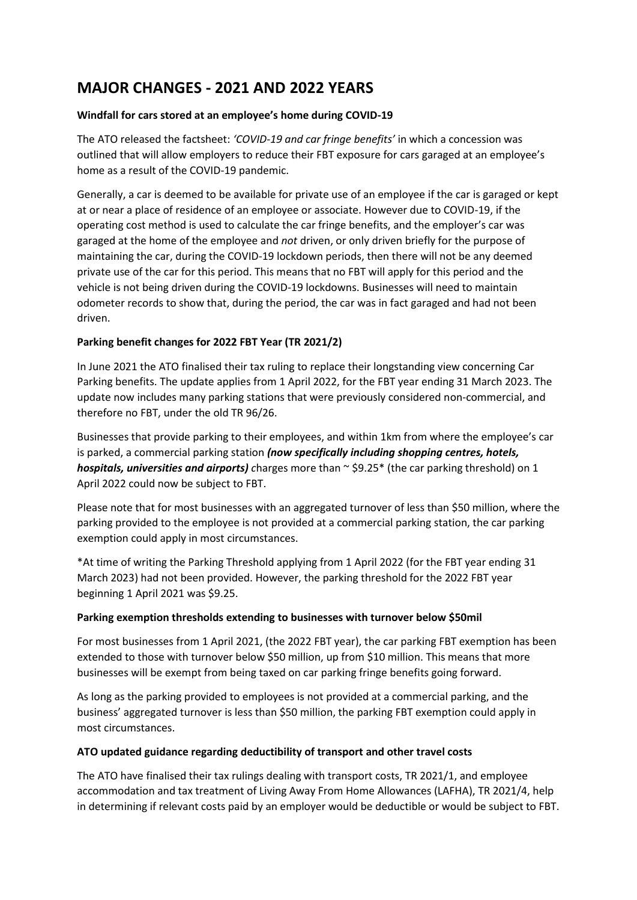# MAJOR CHANGES - 2021 AND 2022 YEARS

**Windfall for cars stored at an employee's home during COVID-19**

The ATO released the factsheet: *'COVID-19 and car fringe benefits'* in which a concession was outlined that will allow employers to reduce their FBT exposure for cars garaged at an employee's home as a result of the COVID-19 pandemic.

Generally, a car is deemed to be available for private use of an employee if the car is garaged or kept at or near a place of residence of an employee or associate. However due to COVID-19, if the operating cost method is used to calculate the car fringe benefits, and the employer's car was garaged at the home of the employee and *not* driven, or only driven briefly for the purpose of maintaining the car, during the COVID-19 lockdown periods, then there will not be any deemed private use of the car for this period. This means that no FBT will apply for this period and the vehicle is not being driven during the COVID-19 lockdowns. Businesses will need to maintain odometer records to show that, during the period, the car was in fact garaged and had not been driven.

**Parking benefit changes for 2022 FBT Year (TR 2021/2)**

In June 2021 the ATO finalised their tax ruling to replace their longstanding view concerning Car Parking benefits. The update applies from 1 April 2022, for the FBT year ending 31 March 2023. The update now includes many parking stations that were previously considered non-commercial, and therefore no FBT, under the old TR 96/26.

Businesses that provide parking to their employees, and within 1km from where the employee's car is parked, a commercial parking station ***(now specifically including shopping centres, hotels, hospitals, universities and airports)*** charges more than ~ $9.25* (the car parking threshold) on 1 April 2022 could now be subject to FBT.

Please note that for most businesses with an aggregated turnover of less than $50 million, where the parking provided to the employee is not provided at a commercial parking station, the car parking exemption could apply in most circumstances.

*At time of writing the Parking Threshold applying from 1 April 2022 (for the FBT year ending 31 March 2023) had not been provided. However, the parking threshold for the 2022 FBT year beginning 1 April 2021 was $9.25.

**Parking exemption thresholds extending to businesses with turnover below $50mil**

For most businesses from 1 April 2021, (the 2022 FBT year), the car parking FBT exemption has been extended to those with turnover below $50 million, up from $10 million. This means that more businesses will be exempt from being taxed on car parking fringe benefits going forward.

As long as the parking provided to employees is not provided at a commercial parking, and the business' aggregated turnover is less than $50 million, the parking FBT exemption could apply in most circumstances.

**ATO updated guidance regarding deductibility of transport and other travel costs**

The ATO have finalised their tax rulings dealing with transport costs, TR 2021/1, and employee accommodation and tax treatment of Living Away From Home Allowances (LAFHA), TR 2021/4, help in determining if relevant costs paid by an employer would be deductible or would be subject to FBT.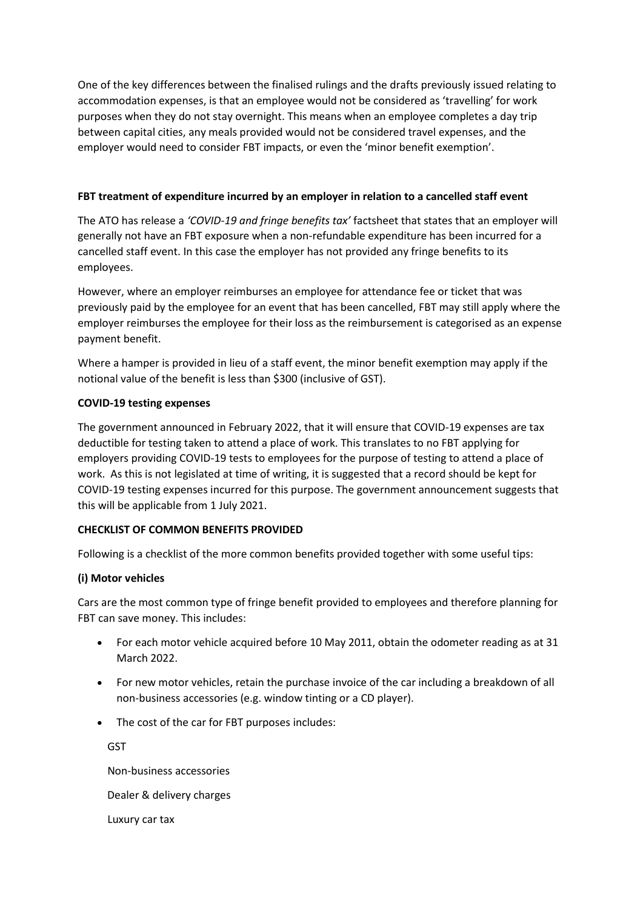One of the key differences between the finalised rulings and the drafts previously issued relating to accommodation expenses, is that an employee would not be considered as 'travelling' for work purposes when they do not stay overnight. This means when an employee completes a day trip between capital cities, any meals provided would not be considered travel expenses, and the employer would need to consider FBT impacts, or even the 'minor benefit exemption'.

**FBT treatment of expenditure incurred by an employer in relation to a cancelled staff event**

The ATO has release a *'COVID-19 and fringe benefits tax'* factsheet that states that an employer will generally not have an FBT exposure when a non-refundable expenditure has been incurred for a cancelled staff event. In this case the employer has not provided any fringe benefits to its employees.

However, where an employer reimburses an employee for attendance fee or ticket that was previously paid by the employee for an event that has been cancelled, FBT may still apply where the employer reimburses the employee for their loss as the reimbursement is categorised as an expense payment benefit.

Where a hamper is provided in lieu of a staff event, the minor benefit exemption may apply if the notional value of the benefit is less than $300 (inclusive of GST).

**COVID-19 testing expenses**

The government announced in February 2022, that it will ensure that COVID-19 expenses are tax deductible for testing taken to attend a place of work. This translates to no FBT applying for employers providing COVID-19 tests to employees for the purpose of testing to attend a place of work. As this is not legislated at time of writing, it is suggested that a record should be kept for COVID-19 testing expenses incurred for this purpose. The government announcement suggests that this will be applicable from 1 July 2021.

**CHECKLIST OF COMMON BENEFITS PROVIDED**

Following is a checklist of the more common benefits provided together with some useful tips:

**(i) Motor vehicles**

Cars are the most common type of fringe benefit provided to employees and therefore planning for FBT can save money. This includes:

- For each motor vehicle acquired before 10 May 2011, obtain the odometer reading as at 31 March 2022.
- For new motor vehicles, retain the purchase invoice of the car including a breakdown of all non-business accessories (e.g. window tinting or a CD player).
- The cost of the car for FBT purposes includes:

  GST

  Non-business accessories

  Dealer & delivery charges

  Luxury car tax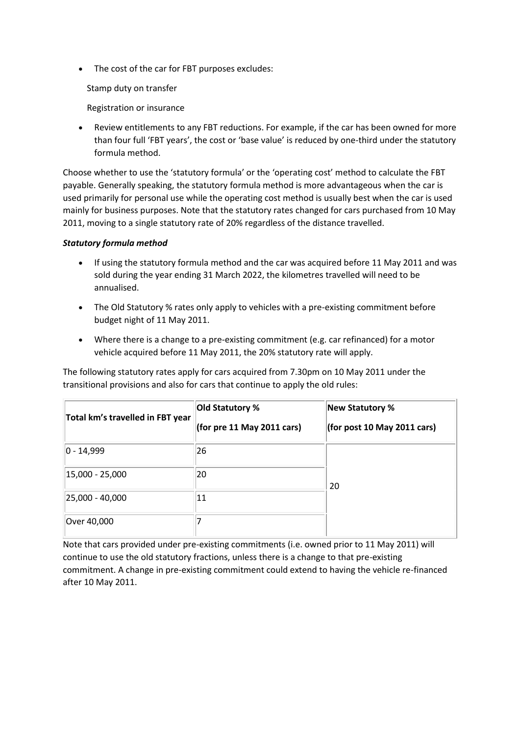- The cost of the car for FBT purposes excludes:

  Stamp duty on transfer

  Registration or insurance

- Review entitlements to any FBT reductions. For example, if the car has been owned for more than four full 'FBT years', the cost or 'base value' is reduced by one-third under the statutory formula method.

Choose whether to use the 'statutory formula' or the 'operating cost' method to calculate the FBT payable. Generally speaking, the statutory formula method is more advantageous when the car is used primarily for personal use while the operating cost method is usually best when the car is used mainly for business purposes. Note that the statutory rates changed for cars purchased from 10 May 2011, moving to a single statutory rate of 20% regardless of the distance travelled.

***Statutory formula method***

- If using the statutory formula method and the car was acquired before 11 May 2011 and was sold during the year ending 31 March 2022, the kilometres travelled will need to be annualised.
- The Old Statutory % rates only apply to vehicles with a pre-existing commitment before budget night of 11 May 2011.
- Where there is a change to a pre-existing commitment (e.g. car refinanced) for a motor vehicle acquired before 11 May 2011, the 20% statutory rate will apply.

The following statutory rates apply for cars acquired from 7.30pm on 10 May 2011 under the transitional provisions and also for cars that continue to apply the old rules:

| Total km's travelled in FBT year | Old Statutory % (for pre 11 May 2011 cars) | New Statutory % (for post 10 May 2011 cars) |
|---|---|---|
| 0 - 14,999 | 26 | 20 |
| 15,000 - 25,000 | 20 | |
| 25,000 - 40,000 | 11 | |
| Over 40,000 | 7 | |

Note that cars provided under pre-existing commitments (i.e. owned prior to 11 May 2011) will continue to use the old statutory fractions, unless there is a change to that pre-existing commitment. A change in pre-existing commitment could extend to having the vehicle re-financed after 10 May 2011.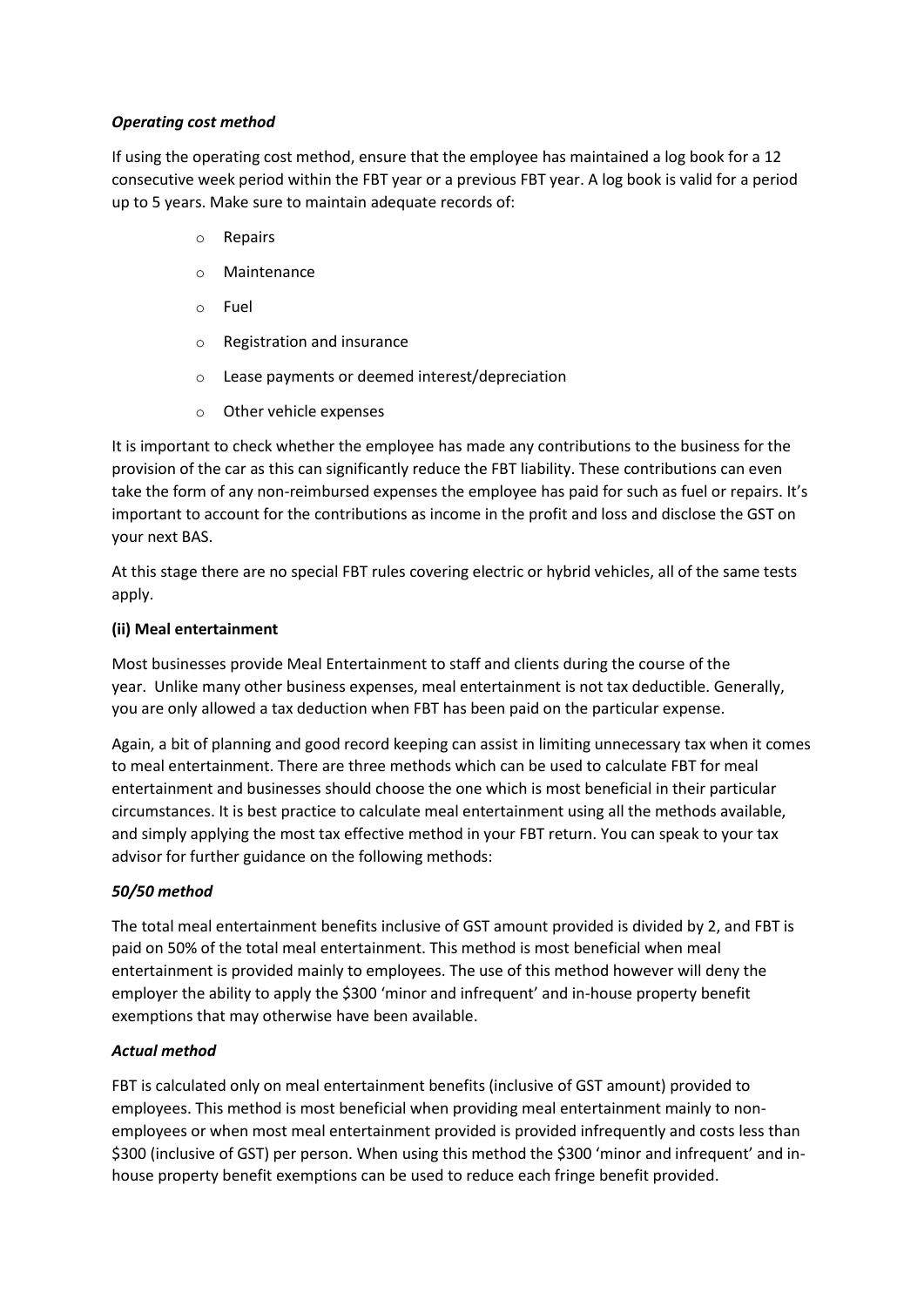*Operating cost method*

If using the operating cost method, ensure that the employee has maintained a log book for a 12 consecutive week period within the FBT year or a previous FBT year. A log book is valid for a period up to 5 years. Make sure to maintain adequate records of:

- Repairs
- Maintenance
- Fuel
- Registration and insurance
- Lease payments or deemed interest/depreciation
- Other vehicle expenses

It is important to check whether the employee has made any contributions to the business for the provision of the car as this can significantly reduce the FBT liability. These contributions can even take the form of any non-reimbursed expenses the employee has paid for such as fuel or repairs. It's important to account for the contributions as income in the profit and loss and disclose the GST on your next BAS.

At this stage there are no special FBT rules covering electric or hybrid vehicles, all of the same tests apply.

**(ii) Meal entertainment**

Most businesses provide Meal Entertainment to staff and clients during the course of the year. Unlike many other business expenses, meal entertainment is not tax deductible. Generally, you are only allowed a tax deduction when FBT has been paid on the particular expense.

Again, a bit of planning and good record keeping can assist in limiting unnecessary tax when it comes to meal entertainment. There are three methods which can be used to calculate FBT for meal entertainment and businesses should choose the one which is most beneficial in their particular circumstances. It is best practice to calculate meal entertainment using all the methods available, and simply applying the most tax effective method in your FBT return. You can speak to your tax advisor for further guidance on the following methods:

*50/50 method*

The total meal entertainment benefits inclusive of GST amount provided is divided by 2, and FBT is paid on 50% of the total meal entertainment. This method is most beneficial when meal entertainment is provided mainly to employees. The use of this method however will deny the employer the ability to apply the $300 'minor and infrequent' and in-house property benefit exemptions that may otherwise have been available.

*Actual method*

FBT is calculated only on meal entertainment benefits (inclusive of GST amount) provided to employees. This method is most beneficial when providing meal entertainment mainly to non-employees or when most meal entertainment provided is provided infrequently and costs less than $300 (inclusive of GST) per person. When using this method the $300 'minor and infrequent' and in-house property benefit exemptions can be used to reduce each fringe benefit provided.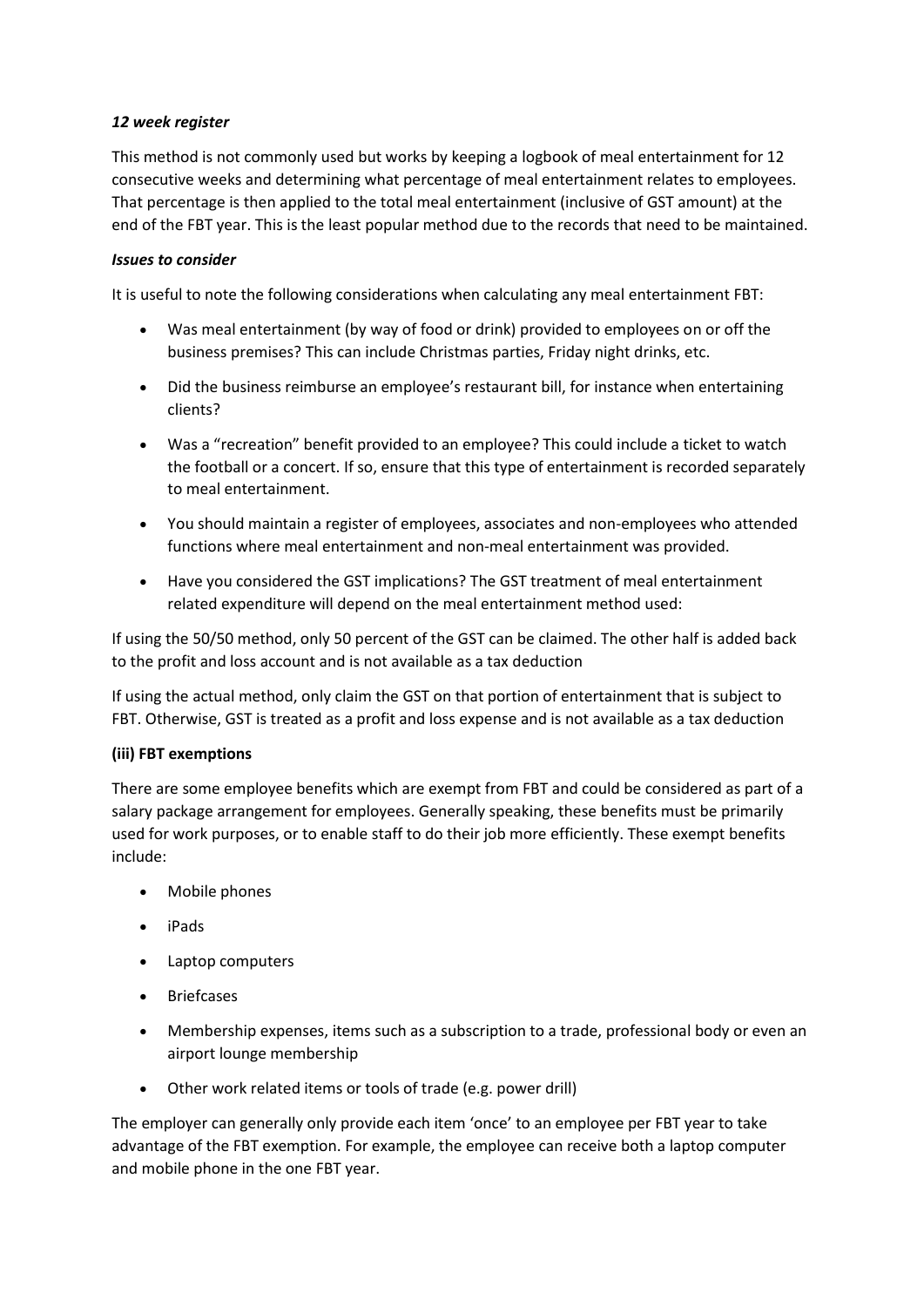***12 week register***

This method is not commonly used but works by keeping a logbook of meal entertainment for 12 consecutive weeks and determining what percentage of meal entertainment relates to employees. That percentage is then applied to the total meal entertainment (inclusive of GST amount) at the end of the FBT year. This is the least popular method due to the records that need to be maintained.

***Issues to consider***

It is useful to note the following considerations when calculating any meal entertainment FBT:

- Was meal entertainment (by way of food or drink) provided to employees on or off the business premises? This can include Christmas parties, Friday night drinks, etc.
- Did the business reimburse an employee's restaurant bill, for instance when entertaining clients?
- Was a "recreation" benefit provided to an employee? This could include a ticket to watch the football or a concert. If so, ensure that this type of entertainment is recorded separately to meal entertainment.
- You should maintain a register of employees, associates and non-employees who attended functions where meal entertainment and non-meal entertainment was provided.
- Have you considered the GST implications? The GST treatment of meal entertainment related expenditure will depend on the meal entertainment method used:

If using the 50/50 method, only 50 percent of the GST can be claimed. The other half is added back to the profit and loss account and is not available as a tax deduction

If using the actual method, only claim the GST on that portion of entertainment that is subject to FBT. Otherwise, GST is treated as a profit and loss expense and is not available as a tax deduction

**(iii) FBT exemptions**

There are some employee benefits which are exempt from FBT and could be considered as part of a salary package arrangement for employees. Generally speaking, these benefits must be primarily used for work purposes, or to enable staff to do their job more efficiently. These exempt benefits include:

- Mobile phones
- iPads
- Laptop computers
- Briefcases
- Membership expenses, items such as a subscription to a trade, professional body or even an airport lounge membership
- Other work related items or tools of trade (e.g. power drill)

The employer can generally only provide each item 'once' to an employee per FBT year to take advantage of the FBT exemption. For example, the employee can receive both a laptop computer and mobile phone in the one FBT year.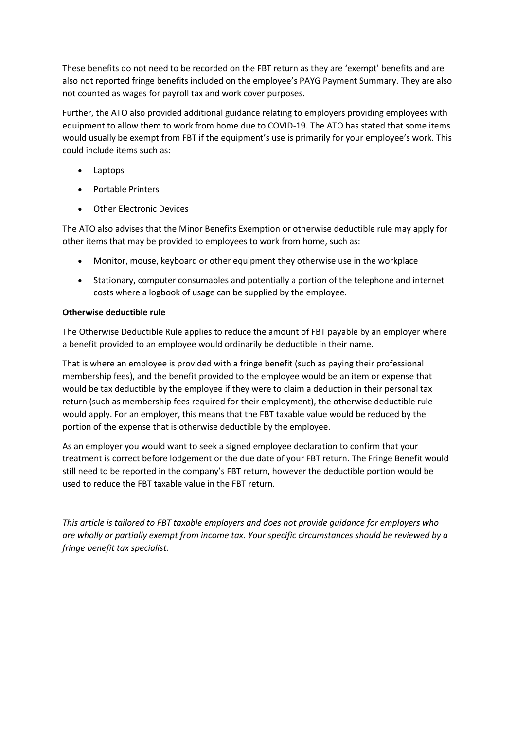These benefits do not need to be recorded on the FBT return as they are 'exempt' benefits and are also not reported fringe benefits included on the employee's PAYG Payment Summary. They are also not counted as wages for payroll tax and work cover purposes.

Further, the ATO also provided additional guidance relating to employers providing employees with equipment to allow them to work from home due to COVID-19. The ATO has stated that some items would usually be exempt from FBT if the equipment's use is primarily for your employee's work. This could include items such as:

- Laptops
- Portable Printers
- Other Electronic Devices

The ATO also advises that the Minor Benefits Exemption or otherwise deductible rule may apply for other items that may be provided to employees to work from home, such as:

- Monitor, mouse, keyboard or other equipment they otherwise use in the workplace
- Stationary, computer consumables and potentially a portion of the telephone and internet costs where a logbook of usage can be supplied by the employee.

**Otherwise deductible rule**

The Otherwise Deductible Rule applies to reduce the amount of FBT payable by an employer where a benefit provided to an employee would ordinarily be deductible in their name.

That is where an employee is provided with a fringe benefit (such as paying their professional membership fees), and the benefit provided to the employee would be an item or expense that would be tax deductible by the employee if they were to claim a deduction in their personal tax return (such as membership fees required for their employment), the otherwise deductible rule would apply. For an employer, this means that the FBT taxable value would be reduced by the portion of the expense that is otherwise deductible by the employee.

As an employer you would want to seek a signed employee declaration to confirm that your treatment is correct before lodgement or the due date of your FBT return. The Fringe Benefit would still need to be reported in the company's FBT return, however the deductible portion would be used to reduce the FBT taxable value in the FBT return.

*This article is tailored to FBT taxable employers and does not provide guidance for employers who are wholly or partially exempt from income tax. Your specific circumstances should be reviewed by a fringe benefit tax specialist.*